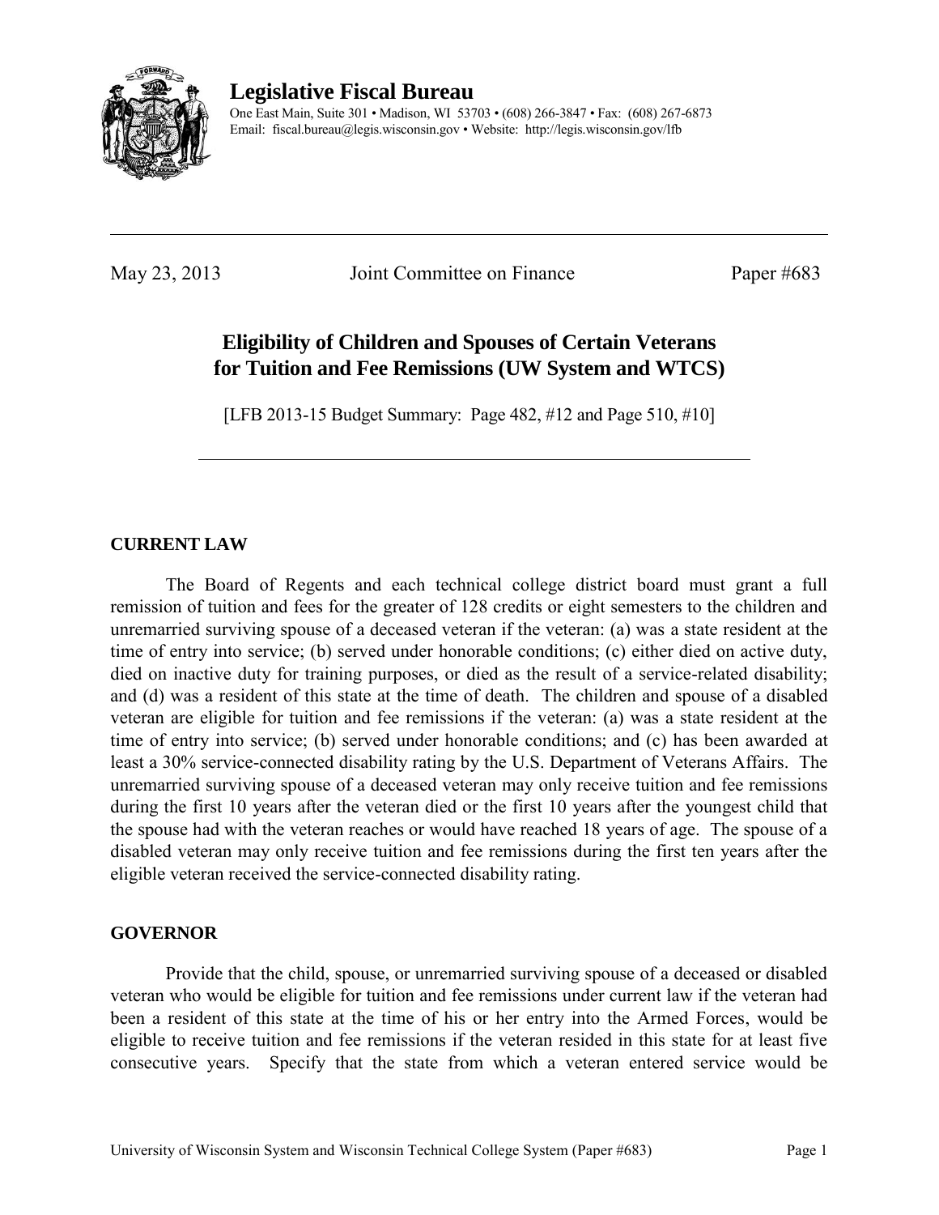# Legislative Fiscal Bureau

One East Main, Suite 301 • Madison, WI 53703 • (608) 266-3847 • Fax: (608) 267-6873
Email: fiscal.bureau@legis.wisconsin.gov • Website: http://legis.wisconsin.gov/lfb

---

May 23, 2013 Joint Committee on Finance Paper #683

## Eligibility of Children and Spouses of Certain Veterans for Tuition and Fee Remissions (UW System and WTCS)

[LFB 2013-15 Budget Summary: Page 482, #12 and Page 510, #10]

---

### CURRENT LAW

The Board of Regents and each technical college district board must grant a full remission of tuition and fees for the greater of 128 credits or eight semesters to the children and unremarried surviving spouse of a deceased veteran if the veteran: (a) was a state resident at the time of entry into service; (b) served under honorable conditions; (c) either died on active duty, died on inactive duty for training purposes, or died as the result of a service-related disability; and (d) was a resident of this state at the time of death. The children and spouse of a disabled veteran are eligible for tuition and fee remissions if the veteran: (a) was a state resident at the time of entry into service; (b) served under honorable conditions; and (c) has been awarded at least a 30% service-connected disability rating by the U.S. Department of Veterans Affairs. The unremarried surviving spouse of a deceased veteran may only receive tuition and fee remissions during the first 10 years after the veteran died or the first 10 years after the youngest child that the spouse had with the veteran reaches or would have reached 18 years of age. The spouse of a disabled veteran may only receive tuition and fee remissions during the first ten years after the eligible veteran received the service-connected disability rating.

### GOVERNOR

Provide that the child, spouse, or unremarried surviving spouse of a deceased or disabled veteran who would be eligible for tuition and fee remissions under current law if the veteran had been a resident of this state at the time of his or her entry into the Armed Forces, would be eligible to receive tuition and fee remissions if the veteran resided in this state for at least five consecutive years. Specify that the state from which a veteran entered service would be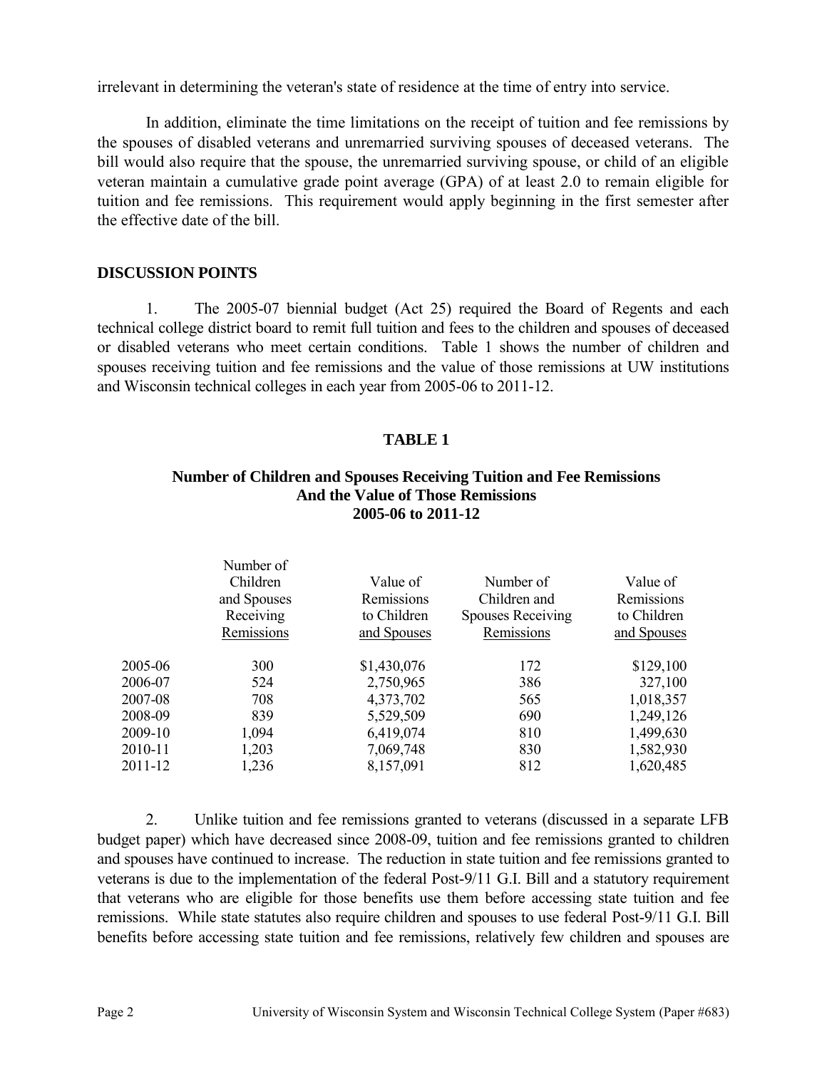irrelevant in determining the veteran's state of residence at the time of entry into service.

In addition, eliminate the time limitations on the receipt of tuition and fee remissions by the spouses of disabled veterans and unremarried surviving spouses of deceased veterans. The bill would also require that the spouse, the unremarried surviving spouse, or child of an eligible veteran maintain a cumulative grade point average (GPA) of at least 2.0 to remain eligible for tuition and fee remissions. This requirement would apply beginning in the first semester after the effective date of the bill.

## DISCUSSION POINTS

1. The 2005-07 biennial budget (Act 25) required the Board of Regents and each technical college district board to remit full tuition and fees to the children and spouses of deceased or disabled veterans who meet certain conditions. Table 1 shows the number of children and spouses receiving tuition and fee remissions and the value of those remissions at UW institutions and Wisconsin technical colleges in each year from 2005-06 to 2011-12.

**TABLE 1**

**Number of Children and Spouses Receiving Tuition and Fee Remissions And the Value of Those Remissions 2005-06 to 2011-12**

| | Number of Children and Spouses Receiving Remissions | Value of Remissions to Children and Spouses | Number of Children and Spouses Receiving Remissions | Value of Remissions to Children and Spouses |
|---|---|---|---|---|
| 2005-06 | 300 | $1,430,076 | 172 | $129,100 |
| 2006-07 | 524 | 2,750,965 | 386 | 327,100 |
| 2007-08 | 708 | 4,373,702 | 565 | 1,018,357 |
| 2008-09 | 839 | 5,529,509 | 690 | 1,249,126 |
| 2009-10 | 1,094 | 6,419,074 | 810 | 1,499,630 |
| 2010-11 | 1,203 | 7,069,748 | 830 | 1,582,930 |
| 2011-12 | 1,236 | 8,157,091 | 812 | 1,620,485 |

2. Unlike tuition and fee remissions granted to veterans (discussed in a separate LFB budget paper) which have decreased since 2008-09, tuition and fee remissions granted to children and spouses have continued to increase. The reduction in state tuition and fee remissions granted to veterans is due to the implementation of the federal Post-9/11 G.I. Bill and a statutory requirement that veterans who are eligible for those benefits use them before accessing state tuition and fee remissions. While state statutes also require children and spouses to use federal Post-9/11 G.I. Bill benefits before accessing state tuition and fee remissions, relatively few children and spouses are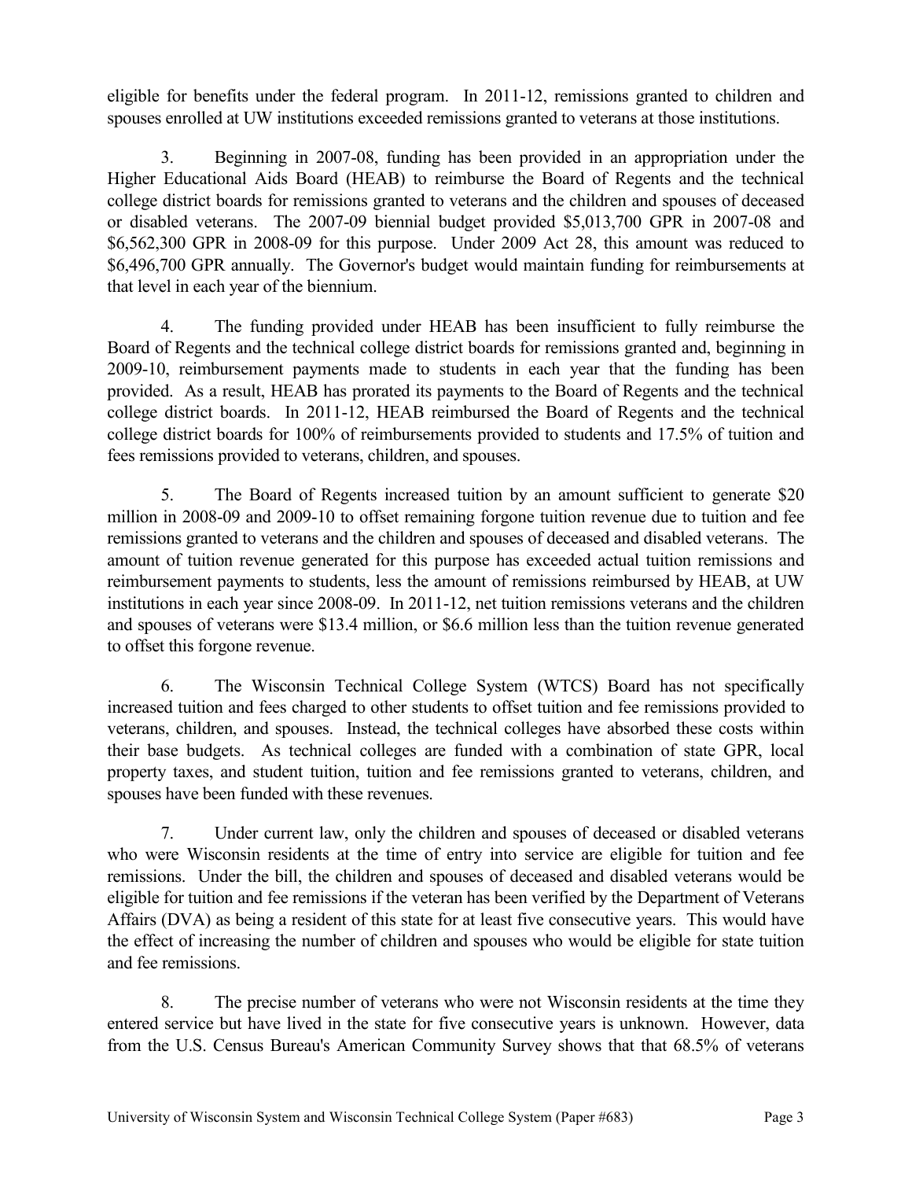eligible for benefits under the federal program. In 2011-12, remissions granted to children and spouses enrolled at UW institutions exceeded remissions granted to veterans at those institutions.

3. Beginning in 2007-08, funding has been provided in an appropriation under the Higher Educational Aids Board (HEAB) to reimburse the Board of Regents and the technical college district boards for remissions granted to veterans and the children and spouses of deceased or disabled veterans. The 2007-09 biennial budget provided $5,013,700 GPR in 2007-08 and $6,562,300 GPR in 2008-09 for this purpose. Under 2009 Act 28, this amount was reduced to $6,496,700 GPR annually. The Governor's budget would maintain funding for reimbursements at that level in each year of the biennium.

4. The funding provided under HEAB has been insufficient to fully reimburse the Board of Regents and the technical college district boards for remissions granted and, beginning in 2009-10, reimbursement payments made to students in each year that the funding has been provided. As a result, HEAB has prorated its payments to the Board of Regents and the technical college district boards. In 2011-12, HEAB reimbursed the Board of Regents and the technical college district boards for 100% of reimbursements provided to students and 17.5% of tuition and fees remissions provided to veterans, children, and spouses.

5. The Board of Regents increased tuition by an amount sufficient to generate $20 million in 2008-09 and 2009-10 to offset remaining forgone tuition revenue due to tuition and fee remissions granted to veterans and the children and spouses of deceased and disabled veterans. The amount of tuition revenue generated for this purpose has exceeded actual tuition remissions and reimbursement payments to students, less the amount of remissions reimbursed by HEAB, at UW institutions in each year since 2008-09. In 2011-12, net tuition remissions veterans and the children and spouses of veterans were $13.4 million, or $6.6 million less than the tuition revenue generated to offset this forgone revenue.

6. The Wisconsin Technical College System (WTCS) Board has not specifically increased tuition and fees charged to other students to offset tuition and fee remissions provided to veterans, children, and spouses. Instead, the technical colleges have absorbed these costs within their base budgets. As technical colleges are funded with a combination of state GPR, local property taxes, and student tuition, tuition and fee remissions granted to veterans, children, and spouses have been funded with these revenues.

7. Under current law, only the children and spouses of deceased or disabled veterans who were Wisconsin residents at the time of entry into service are eligible for tuition and fee remissions. Under the bill, the children and spouses of deceased and disabled veterans would be eligible for tuition and fee remissions if the veteran has been verified by the Department of Veterans Affairs (DVA) as being a resident of this state for at least five consecutive years. This would have the effect of increasing the number of children and spouses who would be eligible for state tuition and fee remissions.

8. The precise number of veterans who were not Wisconsin residents at the time they entered service but have lived in the state for five consecutive years is unknown. However, data from the U.S. Census Bureau's American Community Survey shows that that 68.5% of veterans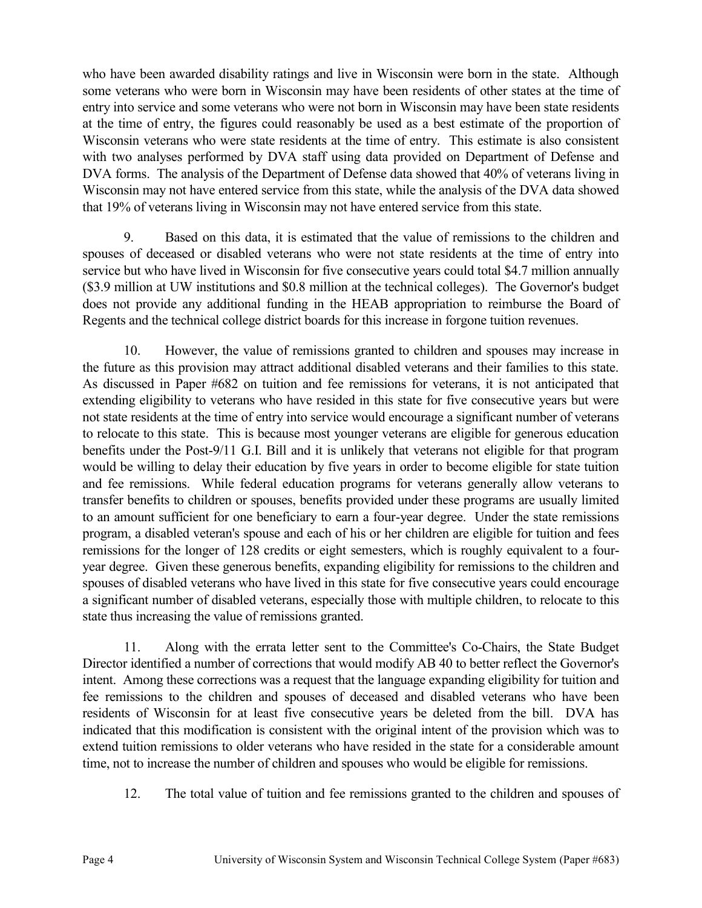who have been awarded disability ratings and live in Wisconsin were born in the state. Although some veterans who were born in Wisconsin may have been residents of other states at the time of entry into service and some veterans who were not born in Wisconsin may have been state residents at the time of entry, the figures could reasonably be used as a best estimate of the proportion of Wisconsin veterans who were state residents at the time of entry. This estimate is also consistent with two analyses performed by DVA staff using data provided on Department of Defense and DVA forms. The analysis of the Department of Defense data showed that 40% of veterans living in Wisconsin may not have entered service from this state, while the analysis of the DVA data showed that 19% of veterans living in Wisconsin may not have entered service from this state.

9. Based on this data, it is estimated that the value of remissions to the children and spouses of deceased or disabled veterans who were not state residents at the time of entry into service but who have lived in Wisconsin for five consecutive years could total $4.7 million annually ($3.9 million at UW institutions and $0.8 million at the technical colleges). The Governor's budget does not provide any additional funding in the HEAB appropriation to reimburse the Board of Regents and the technical college district boards for this increase in forgone tuition revenues.

10. However, the value of remissions granted to children and spouses may increase in the future as this provision may attract additional disabled veterans and their families to this state. As discussed in Paper #682 on tuition and fee remissions for veterans, it is not anticipated that extending eligibility to veterans who have resided in this state for five consecutive years but were not state residents at the time of entry into service would encourage a significant number of veterans to relocate to this state. This is because most younger veterans are eligible for generous education benefits under the Post-9/11 G.I. Bill and it is unlikely that veterans not eligible for that program would be willing to delay their education by five years in order to become eligible for state tuition and fee remissions. While federal education programs for veterans generally allow veterans to transfer benefits to children or spouses, benefits provided under these programs are usually limited to an amount sufficient for one beneficiary to earn a four-year degree. Under the state remissions program, a disabled veteran's spouse and each of his or her children are eligible for tuition and fees remissions for the longer of 128 credits or eight semesters, which is roughly equivalent to a four-year degree. Given these generous benefits, expanding eligibility for remissions to the children and spouses of disabled veterans who have lived in this state for five consecutive years could encourage a significant number of disabled veterans, especially those with multiple children, to relocate to this state thus increasing the value of remissions granted.

11. Along with the errata letter sent to the Committee's Co-Chairs, the State Budget Director identified a number of corrections that would modify AB 40 to better reflect the Governor's intent. Among these corrections was a request that the language expanding eligibility for tuition and fee remissions to the children and spouses of deceased and disabled veterans who have been residents of Wisconsin for at least five consecutive years be deleted from the bill. DVA has indicated that this modification is consistent with the original intent of the provision which was to extend tuition remissions to older veterans who have resided in the state for a considerable amount time, not to increase the number of children and spouses who would be eligible for remissions.

12. The total value of tuition and fee remissions granted to the children and spouses of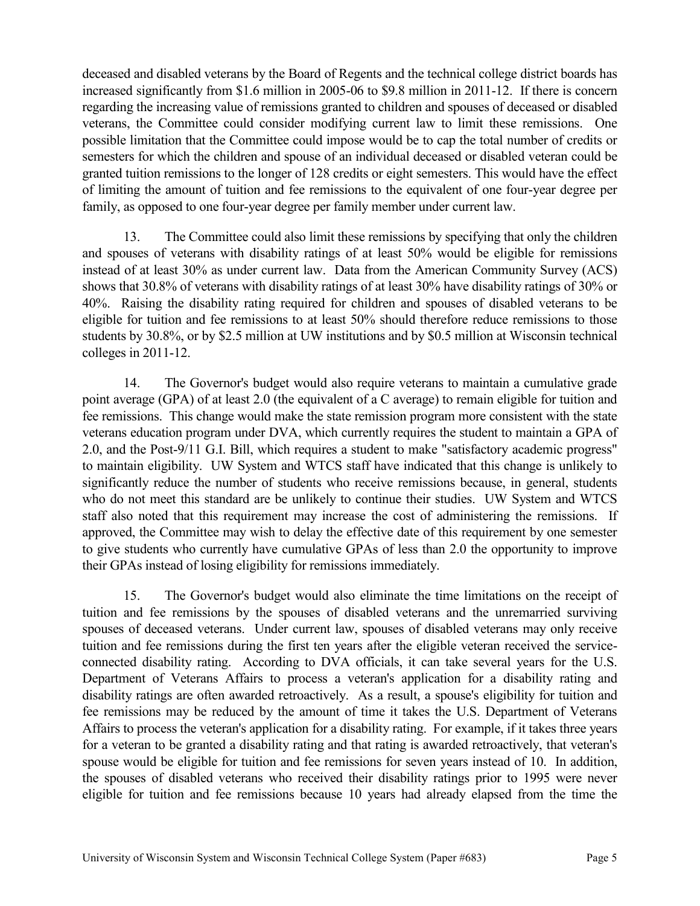deceased and disabled veterans by the Board of Regents and the technical college district boards has increased significantly from $1.6 million in 2005-06 to $9.8 million in 2011-12. If there is concern regarding the increasing value of remissions granted to children and spouses of deceased or disabled veterans, the Committee could consider modifying current law to limit these remissions. One possible limitation that the Committee could impose would be to cap the total number of credits or semesters for which the children and spouse of an individual deceased or disabled veteran could be granted tuition remissions to the longer of 128 credits or eight semesters. This would have the effect of limiting the amount of tuition and fee remissions to the equivalent of one four-year degree per family, as opposed to one four-year degree per family member under current law.

13. The Committee could also limit these remissions by specifying that only the children and spouses of veterans with disability ratings of at least 50% would be eligible for remissions instead of at least 30% as under current law. Data from the American Community Survey (ACS) shows that 30.8% of veterans with disability ratings of at least 30% have disability ratings of 30% or 40%. Raising the disability rating required for children and spouses of disabled veterans to be eligible for tuition and fee remissions to at least 50% should therefore reduce remissions to those students by 30.8%, or by $2.5 million at UW institutions and by $0.5 million at Wisconsin technical colleges in 2011-12.

14. The Governor's budget would also require veterans to maintain a cumulative grade point average (GPA) of at least 2.0 (the equivalent of a C average) to remain eligible for tuition and fee remissions. This change would make the state remission program more consistent with the state veterans education program under DVA, which currently requires the student to maintain a GPA of 2.0, and the Post-9/11 G.I. Bill, which requires a student to make "satisfactory academic progress" to maintain eligibility. UW System and WTCS staff have indicated that this change is unlikely to significantly reduce the number of students who receive remissions because, in general, students who do not meet this standard are be unlikely to continue their studies. UW System and WTCS staff also noted that this requirement may increase the cost of administering the remissions. If approved, the Committee may wish to delay the effective date of this requirement by one semester to give students who currently have cumulative GPAs of less than 2.0 the opportunity to improve their GPAs instead of losing eligibility for remissions immediately.

15. The Governor's budget would also eliminate the time limitations on the receipt of tuition and fee remissions by the spouses of disabled veterans and the unremarried surviving spouses of deceased veterans. Under current law, spouses of disabled veterans may only receive tuition and fee remissions during the first ten years after the eligible veteran received the service-connected disability rating. According to DVA officials, it can take several years for the U.S. Department of Veterans Affairs to process a veteran's application for a disability rating and disability ratings are often awarded retroactively. As a result, a spouse's eligibility for tuition and fee remissions may be reduced by the amount of time it takes the U.S. Department of Veterans Affairs to process the veteran's application for a disability rating. For example, if it takes three years for a veteran to be granted a disability rating and that rating is awarded retroactively, that veteran's spouse would be eligible for tuition and fee remissions for seven years instead of 10. In addition, the spouses of disabled veterans who received their disability ratings prior to 1995 were never eligible for tuition and fee remissions because 10 years had already elapsed from the time the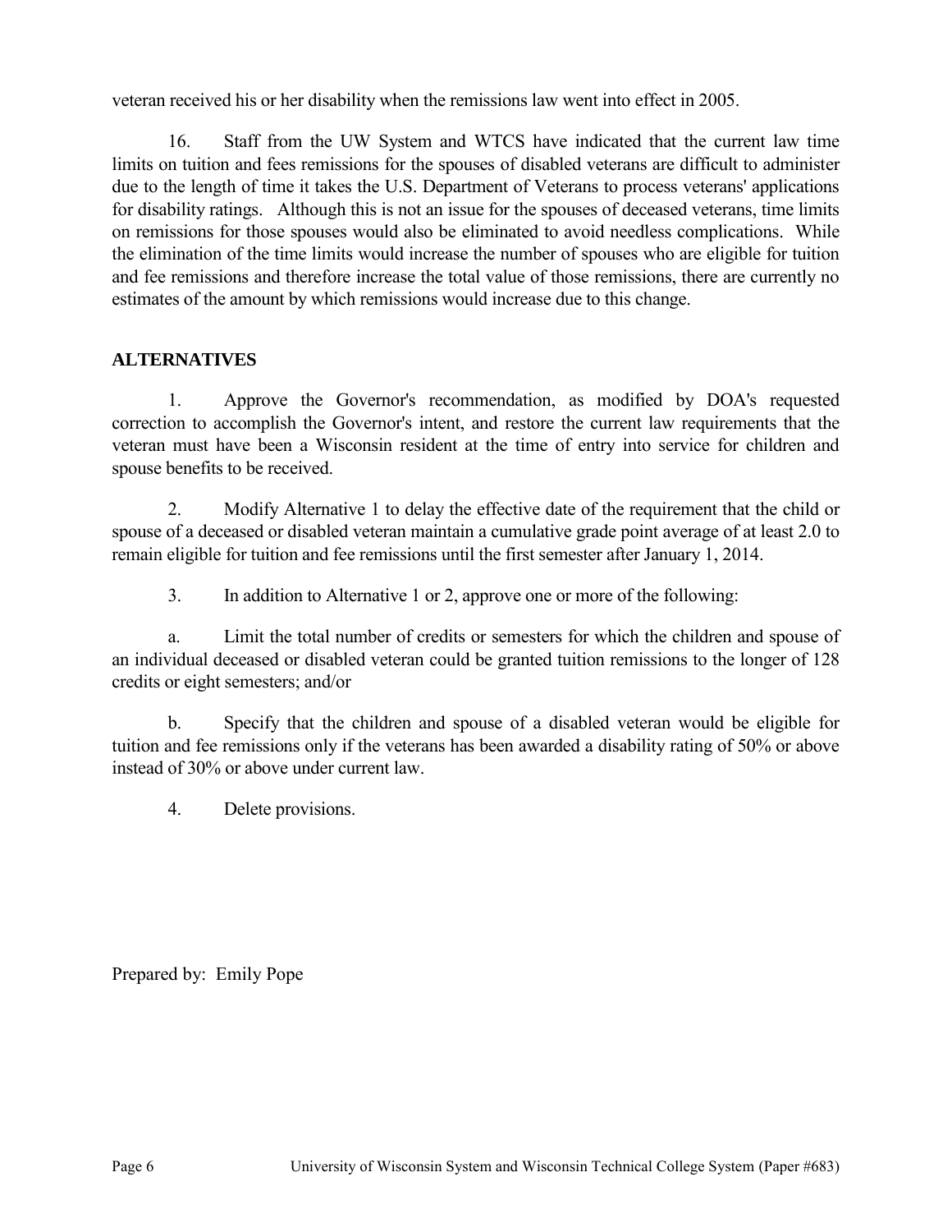veteran received his or her disability when the remissions law went into effect in 2005.

16. Staff from the UW System and WTCS have indicated that the current law time limits on tuition and fees remissions for the spouses of disabled veterans are difficult to administer due to the length of time it takes the U.S. Department of Veterans to process veterans' applications for disability ratings. Although this is not an issue for the spouses of deceased veterans, time limits on remissions for those spouses would also be eliminated to avoid needless complications. While the elimination of the time limits would increase the number of spouses who are eligible for tuition and fee remissions and therefore increase the total value of those remissions, there are currently no estimates of the amount by which remissions would increase due to this change.

## ALTERNATIVES

1. Approve the Governor's recommendation, as modified by DOA's requested correction to accomplish the Governor's intent, and restore the current law requirements that the veteran must have been a Wisconsin resident at the time of entry into service for children and spouse benefits to be received.

2. Modify Alternative 1 to delay the effective date of the requirement that the child or spouse of a deceased or disabled veteran maintain a cumulative grade point average of at least 2.0 to remain eligible for tuition and fee remissions until the first semester after January 1, 2014.

3. In addition to Alternative 1 or 2, approve one or more of the following:

a. Limit the total number of credits or semesters for which the children and spouse of an individual deceased or disabled veteran could be granted tuition remissions to the longer of 128 credits or eight semesters; and/or

b. Specify that the children and spouse of a disabled veteran would be eligible for tuition and fee remissions only if the veterans has been awarded a disability rating of 50% or above instead of 30% or above under current law.

4. Delete provisions.

Prepared by: Emily Pope